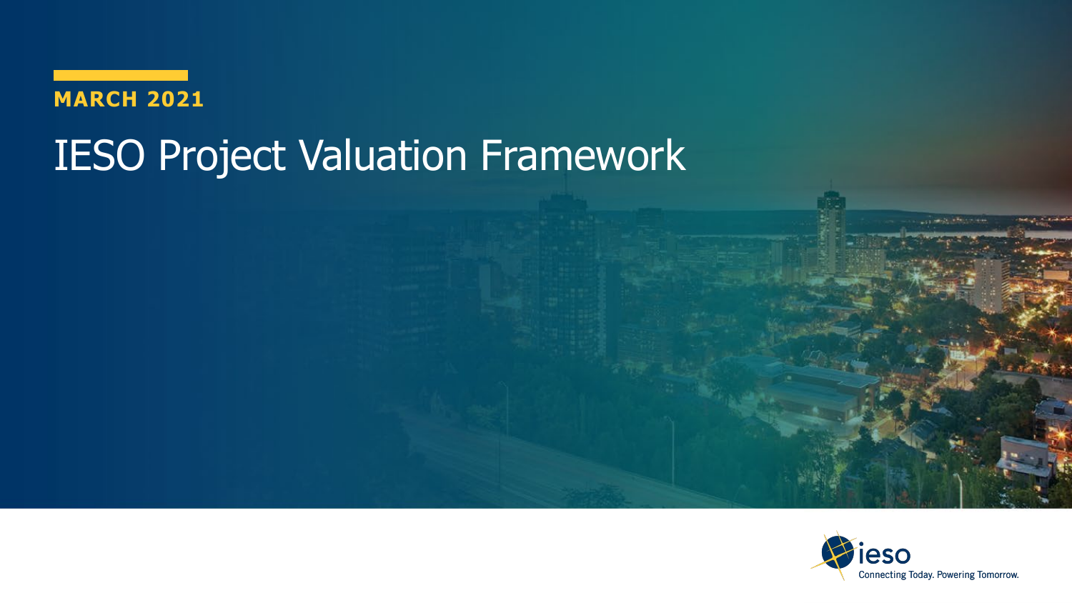**MARCH 2021**

# IESO Project Valuation Framework

ieso
Connecting Today. Powering Tomorrow.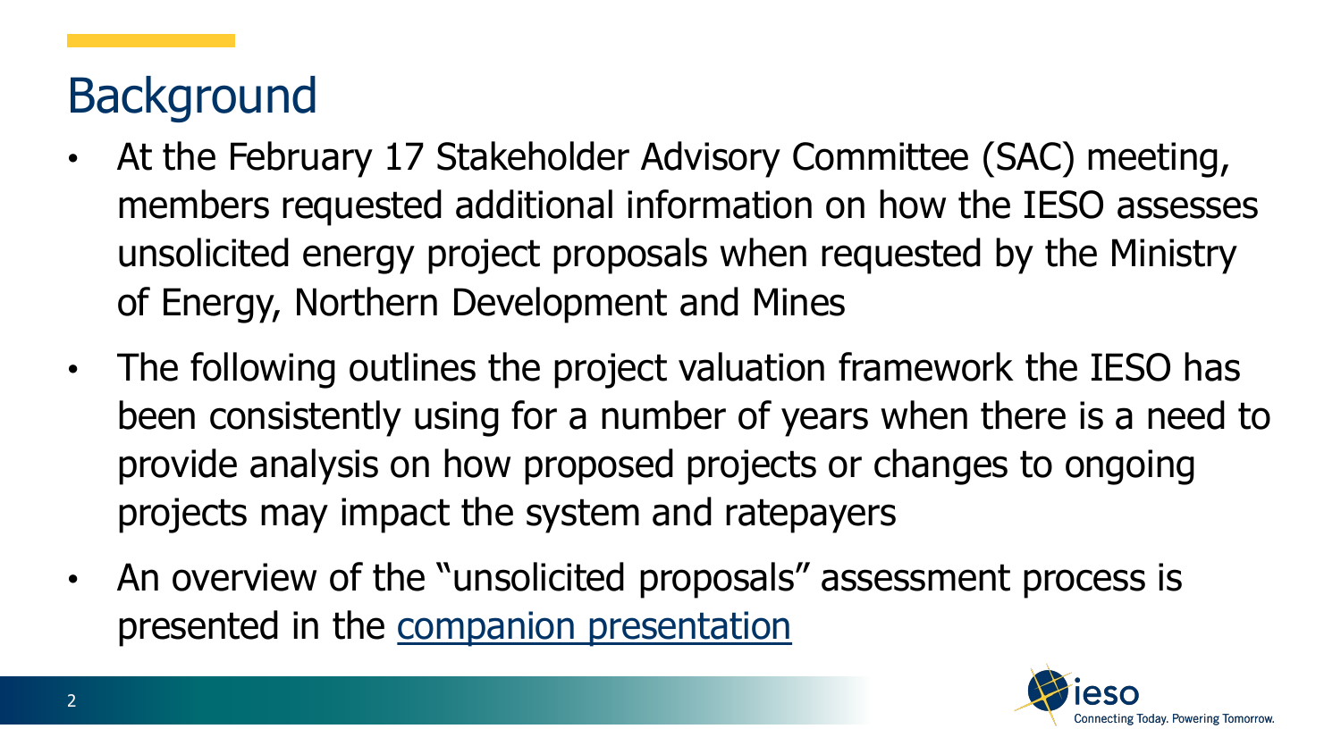# Background

- At the February 17 Stakeholder Advisory Committee (SAC) meeting, members requested additional information on how the IESO assesses unsolicited energy project proposals when requested by the Ministry of Energy, Northern Development and Mines
- The following outlines the project valuation framework the IESO has been consistently using for a number of years when there is a need to provide analysis on how proposed projects or changes to ongoing projects may impact the system and ratepayers
- An overview of the "unsolicited proposals" assessment process is presented in the companion presentation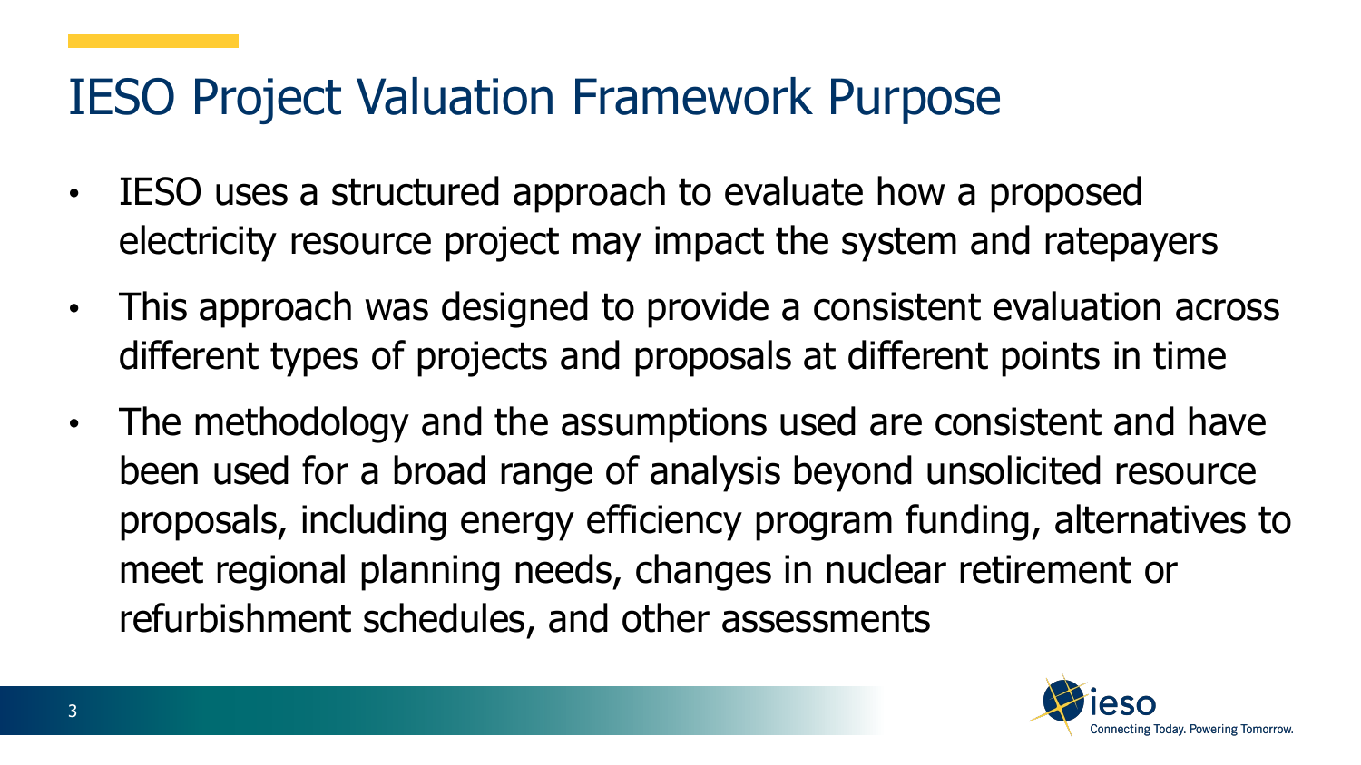# IESO Project Valuation Framework Purpose

- IESO uses a structured approach to evaluate how a proposed electricity resource project may impact the system and ratepayers
- This approach was designed to provide a consistent evaluation across different types of projects and proposals at different points in time
- The methodology and the assumptions used are consistent and have been used for a broad range of analysis beyond unsolicited resource proposals, including energy efficiency program funding, alternatives to meet regional planning needs, changes in nuclear retirement or refurbishment schedules, and other assessments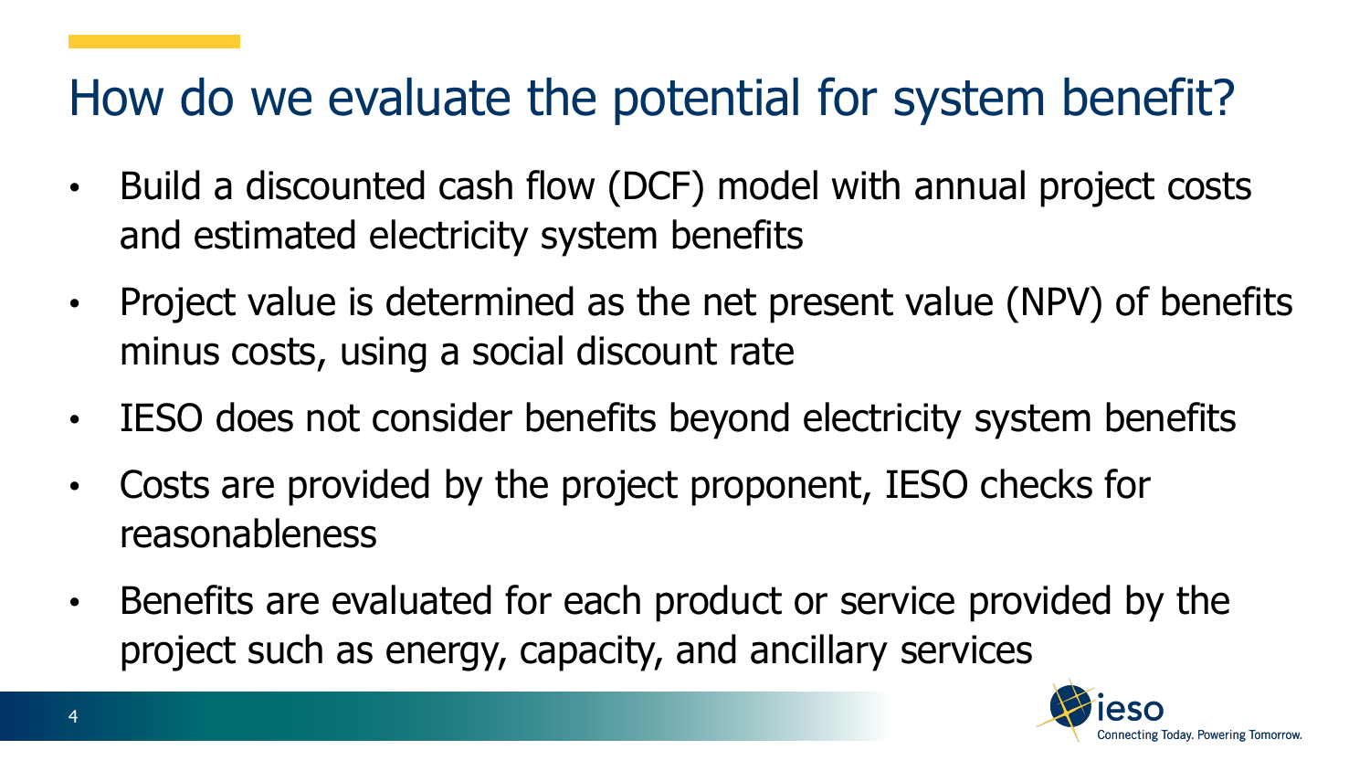# How do we evaluate the potential for system benefit?

- Build a discounted cash flow (DCF) model with annual project costs and estimated electricity system benefits
- Project value is determined as the net present value (NPV) of benefits minus costs, using a social discount rate
- IESO does not consider benefits beyond electricity system benefits
- Costs are provided by the project proponent, IESO checks for reasonableness
- Benefits are evaluated for each product or service provided by the project such as energy, capacity, and ancillary services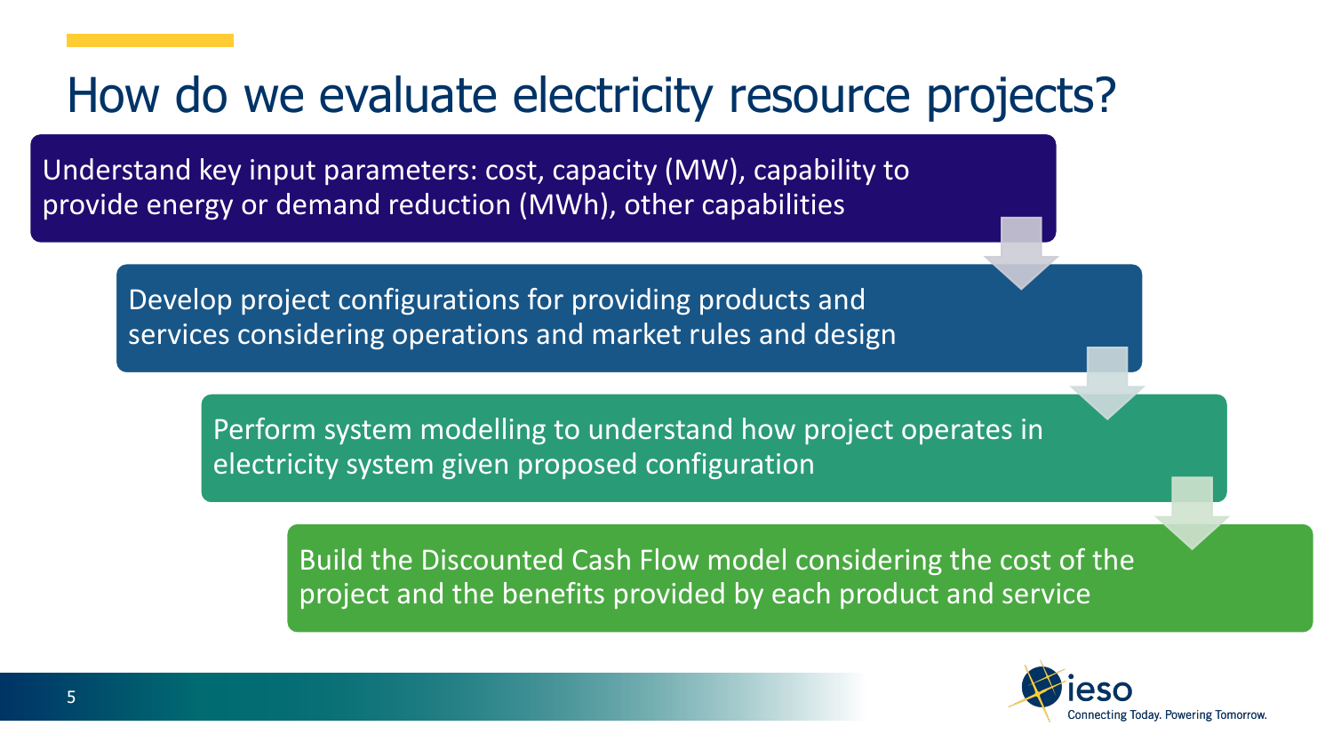# How do we evaluate electricity resource projects?

1. Understand key input parameters: cost, capacity (MW), capability to provide energy or demand reduction (MWh), other capabilities
2. Develop project configurations for providing products and services considering operations and market rules and design
3. Perform system modelling to understand how project operates in electricity system given proposed configuration
4. Build the Discounted Cash Flow model considering the cost of the project and the benefits provided by each product and service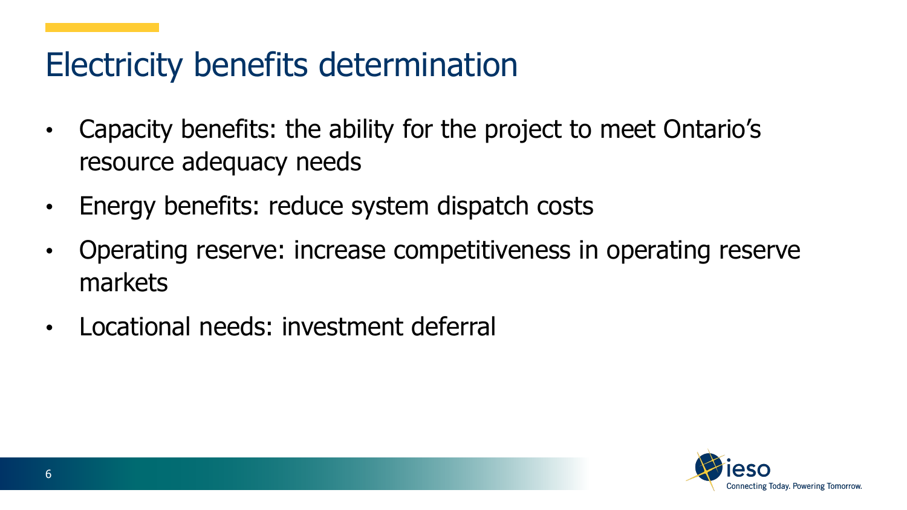# Electricity benefits determination

- Capacity benefits: the ability for the project to meet Ontario's resource adequacy needs
- Energy benefits: reduce system dispatch costs
- Operating reserve: increase competitiveness in operating reserve markets
- Locational needs: investment deferral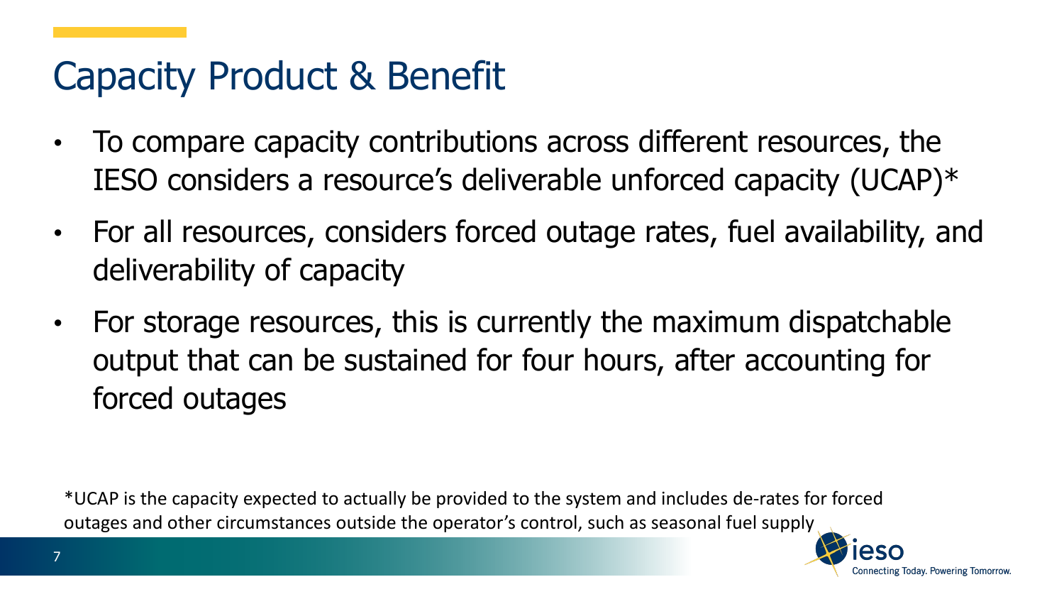# Capacity Product & Benefit

- To compare capacity contributions across different resources, the IESO considers a resource's deliverable unforced capacity (UCAP)*
- For all resources, considers forced outage rates, fuel availability, and deliverability of capacity
- For storage resources, this is currently the maximum dispatchable output that can be sustained for four hours, after accounting for forced outages

*UCAP is the capacity expected to actually be provided to the system and includes de-rates for forced outages and other circumstances outside the operator's control, such as seasonal fuel supply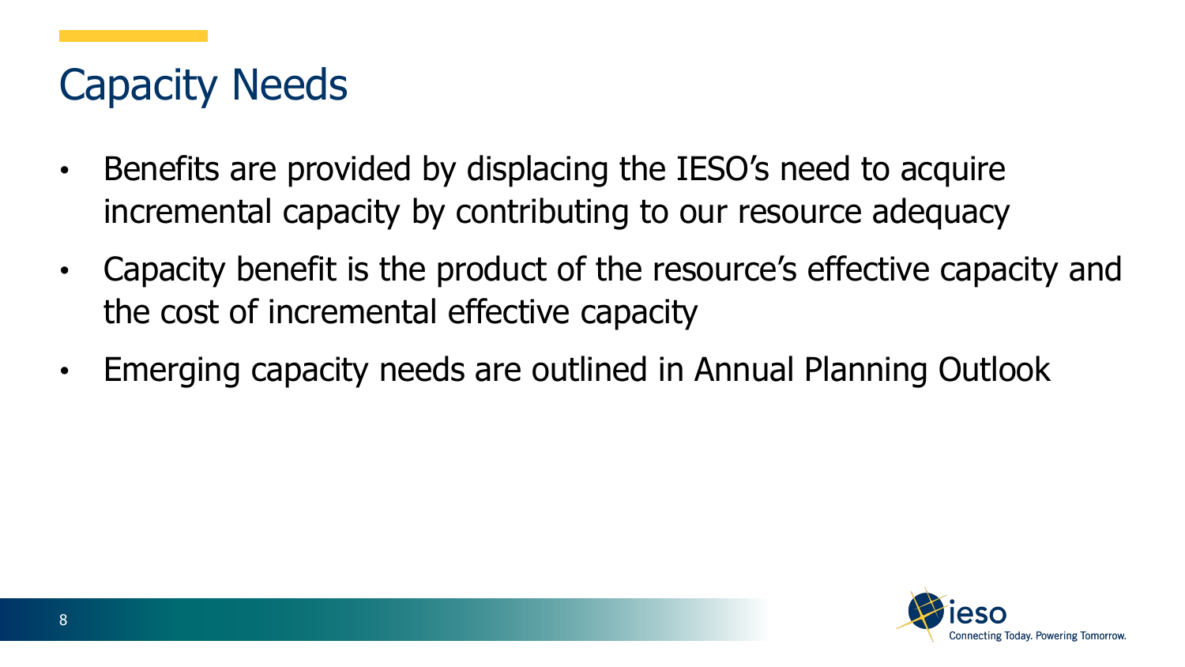# Capacity Needs

- Benefits are provided by displacing the IESO's need to acquire incremental capacity by contributing to our resource adequacy
- Capacity benefit is the product of the resource's effective capacity and the cost of incremental effective capacity
- Emerging capacity needs are outlined in Annual Planning Outlook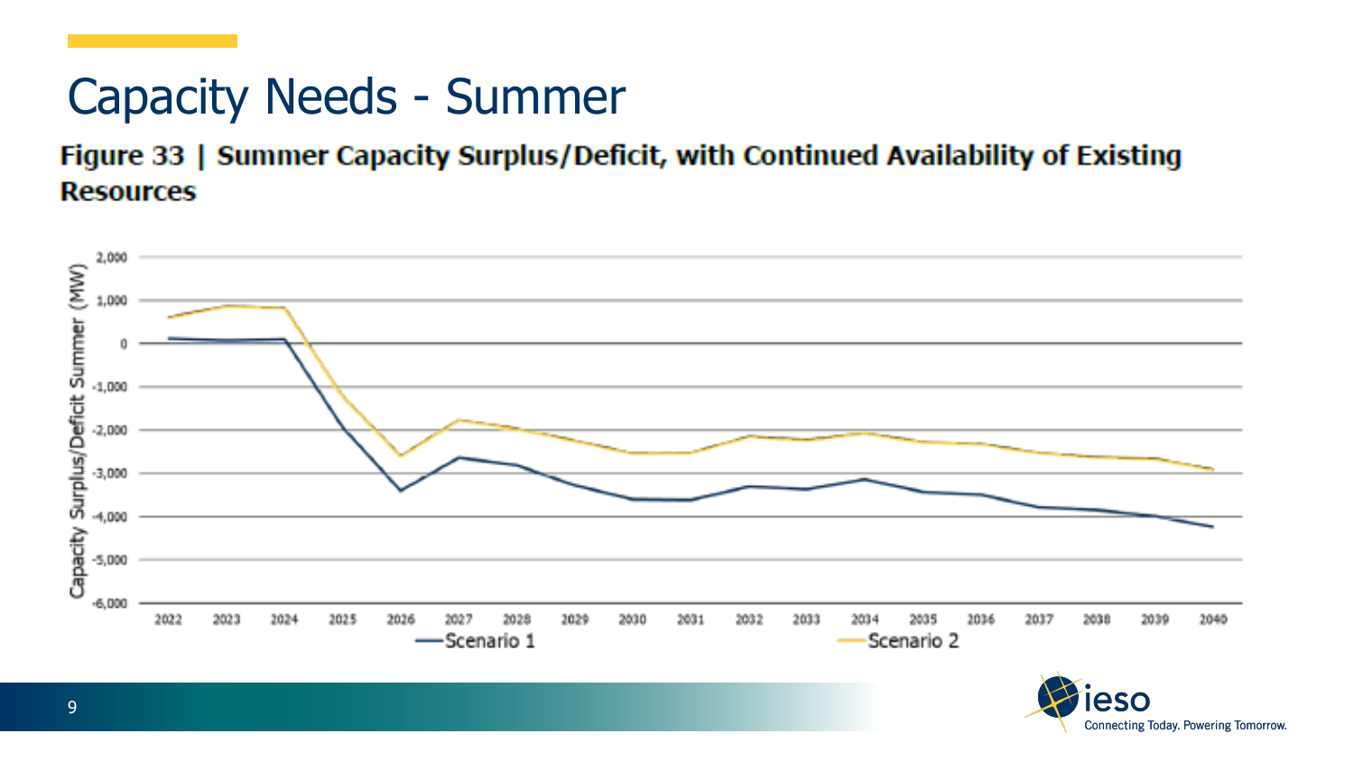# Capacity Needs - Summer

**Figure 33 | Summer Capacity Surplus/Deficit, with Continued Availability of Existing Resources**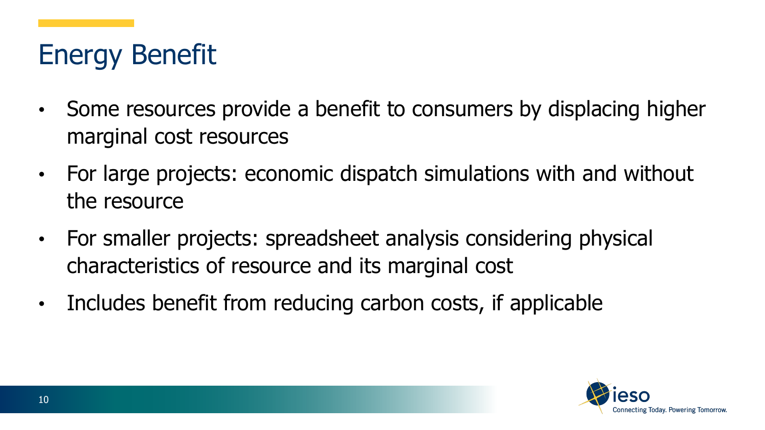# Energy Benefit

- Some resources provide a benefit to consumers by displacing higher marginal cost resources
- For large projects: economic dispatch simulations with and without the resource
- For smaller projects: spreadsheet analysis considering physical characteristics of resource and its marginal cost
- Includes benefit from reducing carbon costs, if applicable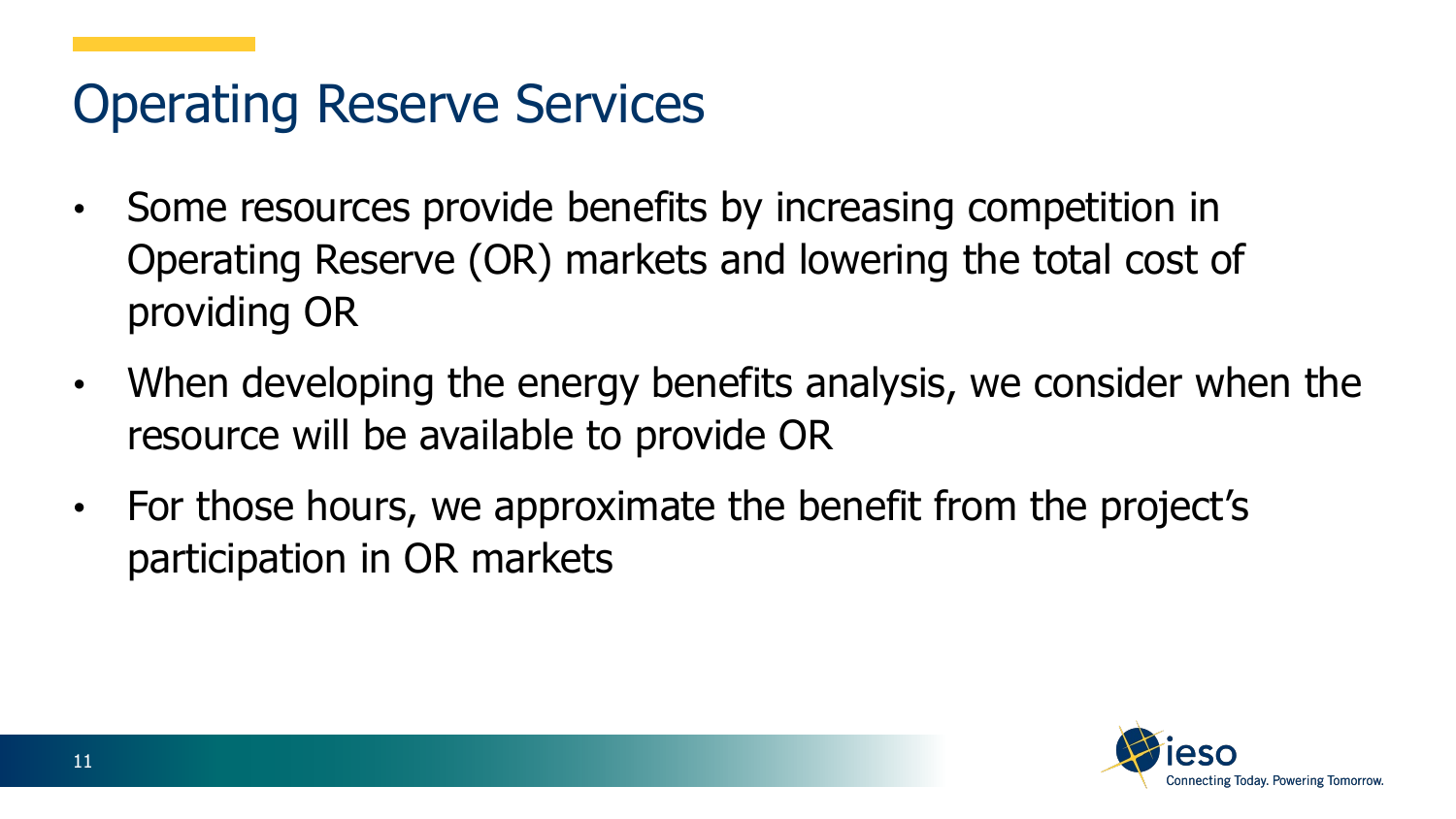# Operating Reserve Services

- Some resources provide benefits by increasing competition in Operating Reserve (OR) markets and lowering the total cost of providing OR
- When developing the energy benefits analysis, we consider when the resource will be available to provide OR
- For those hours, we approximate the benefit from the project's participation in OR markets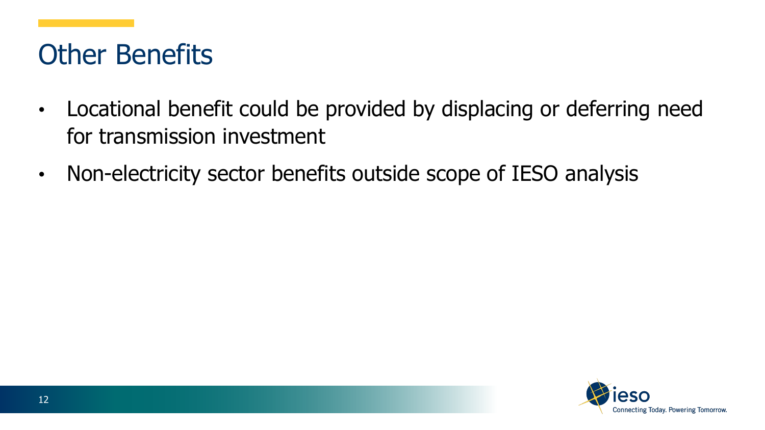# Other Benefits

- Locational benefit could be provided by displacing or deferring need for transmission investment
- Non-electricity sector benefits outside scope of IESO analysis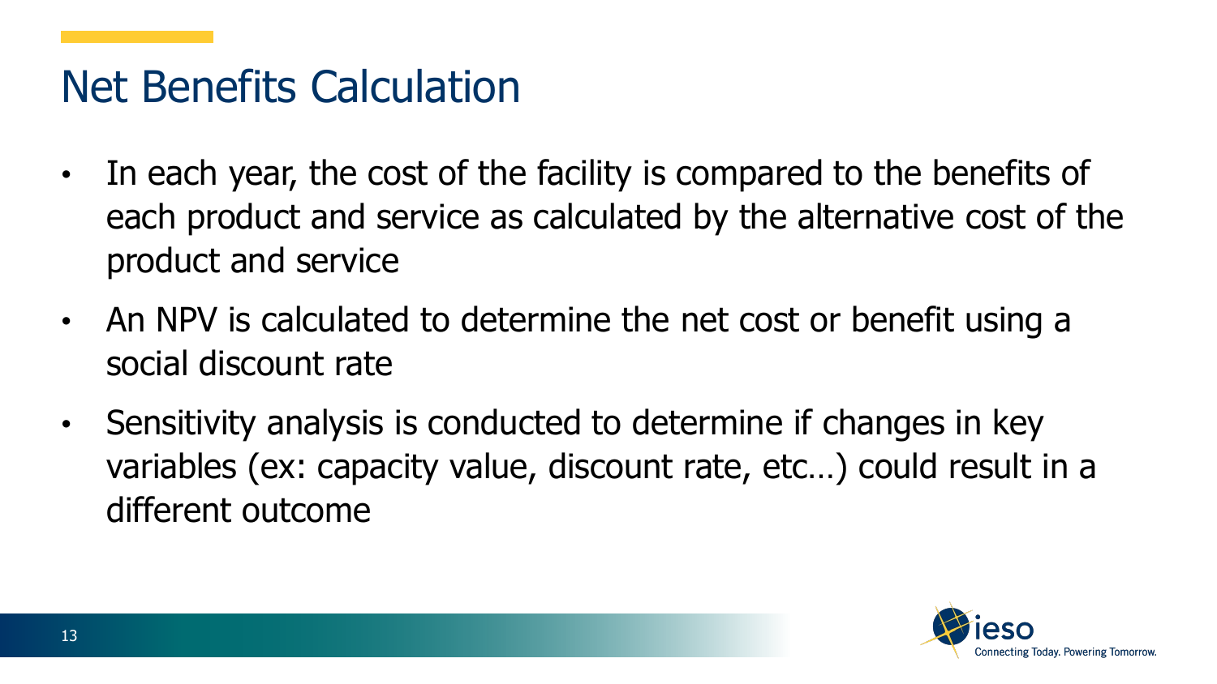# Net Benefits Calculation

- In each year, the cost of the facility is compared to the benefits of each product and service as calculated by the alternative cost of the product and service
- An NPV is calculated to determine the net cost or benefit using a social discount rate
- Sensitivity analysis is conducted to determine if changes in key variables (ex: capacity value, discount rate, etc…) could result in a different outcome